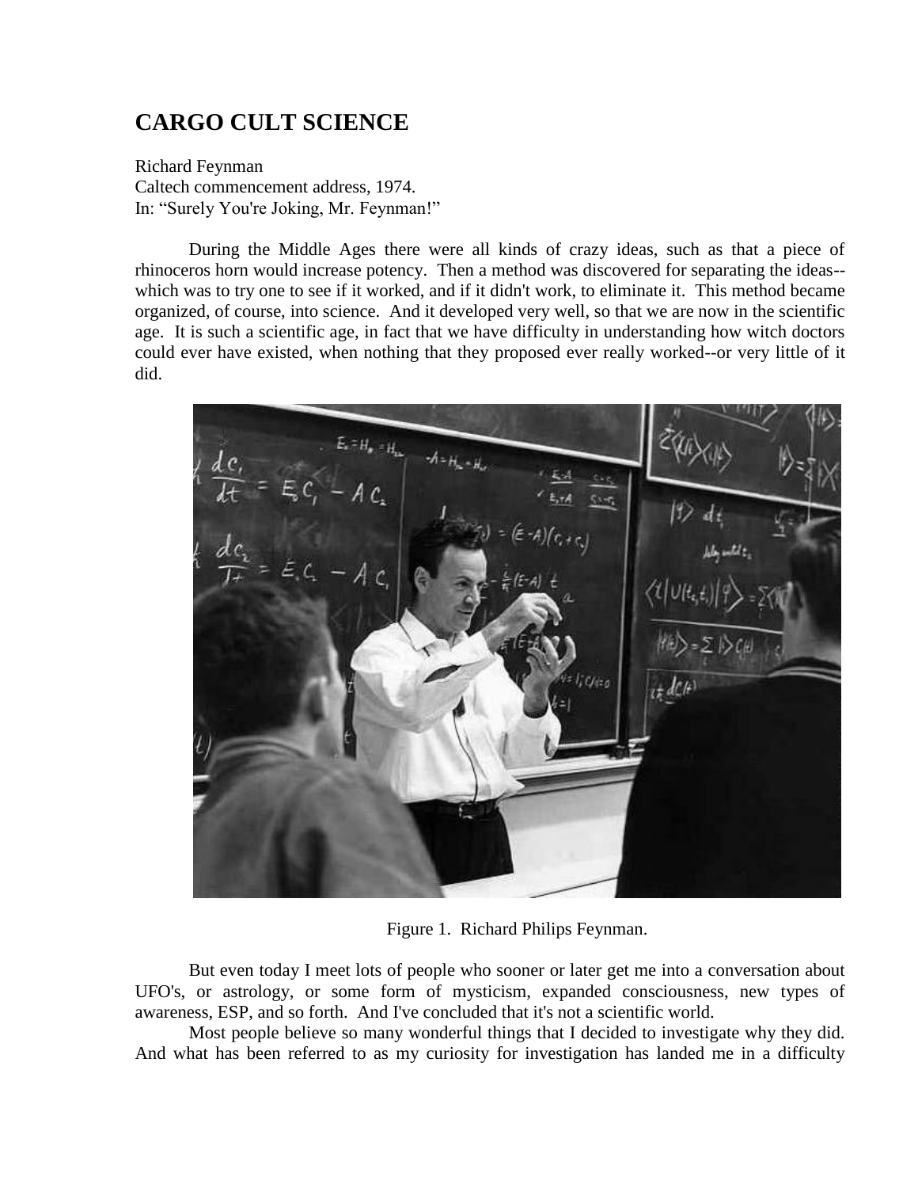# CARGO CULT SCIENCE

Richard Feynman
Caltech commencement address, 1974.
In: "Surely You're Joking, Mr. Feynman!"

During the Middle Ages there were all kinds of crazy ideas, such as that a piece of rhinoceros horn would increase potency. Then a method was discovered for separating the ideas--which was to try one to see if it worked, and if it didn't work, to eliminate it. This method became organized, of course, into science. And it developed very well, so that we are now in the scientific age. It is such a scientific age, in fact that we have difficulty in understanding how witch doctors could ever have existed, when nothing that they proposed ever really worked--or very little of it did.

Figure 1. Richard Philips Feynman.

But even today I meet lots of people who sooner or later get me into a conversation about UFO's, or astrology, or some form of mysticism, expanded consciousness, new types of awareness, ESP, and so forth. And I've concluded that it's not a scientific world.

Most people believe so many wonderful things that I decided to investigate why they did. And what has been referred to as my curiosity for investigation has landed me in a difficulty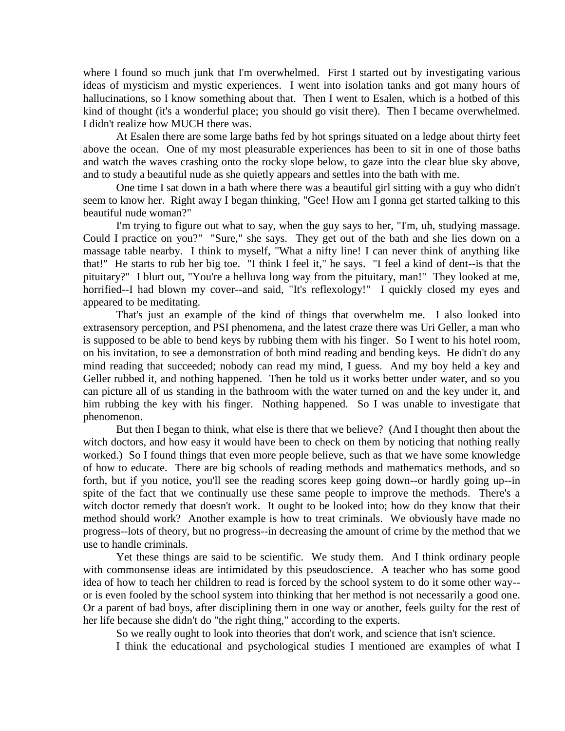where I found so much junk that I'm overwhelmed. First I started out by investigating various ideas of mysticism and mystic experiences. I went into isolation tanks and got many hours of hallucinations, so I know something about that. Then I went to Esalen, which is a hotbed of this kind of thought (it's a wonderful place; you should go visit there). Then I became overwhelmed. I didn't realize how MUCH there was.

At Esalen there are some large baths fed by hot springs situated on a ledge about thirty feet above the ocean. One of my most pleasurable experiences has been to sit in one of those baths and watch the waves crashing onto the rocky slope below, to gaze into the clear blue sky above, and to study a beautiful nude as she quietly appears and settles into the bath with me.

One time I sat down in a bath where there was a beautiful girl sitting with a guy who didn't seem to know her. Right away I began thinking, "Gee! How am I gonna get started talking to this beautiful nude woman?"

I'm trying to figure out what to say, when the guy says to her, "I'm, uh, studying massage. Could I practice on you?" "Sure," she says. They get out of the bath and she lies down on a massage table nearby. I think to myself, "What a nifty line! I can never think of anything like that!" He starts to rub her big toe. "I think I feel it," he says. "I feel a kind of dent--is that the pituitary?" I blurt out, "You're a helluva long way from the pituitary, man!" They looked at me, horrified--I had blown my cover--and said, "It's reflexology!" I quickly closed my eyes and appeared to be meditating.

That's just an example of the kind of things that overwhelm me. I also looked into extrasensory perception, and PSI phenomena, and the latest craze there was Uri Geller, a man who is supposed to be able to bend keys by rubbing them with his finger. So I went to his hotel room, on his invitation, to see a demonstration of both mind reading and bending keys. He didn't do any mind reading that succeeded; nobody can read my mind, I guess. And my boy held a key and Geller rubbed it, and nothing happened. Then he told us it works better under water, and so you can picture all of us standing in the bathroom with the water turned on and the key under it, and him rubbing the key with his finger. Nothing happened. So I was unable to investigate that phenomenon.

But then I began to think, what else is there that we believe? (And I thought then about the witch doctors, and how easy it would have been to check on them by noticing that nothing really worked.) So I found things that even more people believe, such as that we have some knowledge of how to educate. There are big schools of reading methods and mathematics methods, and so forth, but if you notice, you'll see the reading scores keep going down--or hardly going up--in spite of the fact that we continually use these same people to improve the methods. There's a witch doctor remedy that doesn't work. It ought to be looked into; how do they know that their method should work? Another example is how to treat criminals. We obviously have made no progress--lots of theory, but no progress--in decreasing the amount of crime by the method that we use to handle criminals.

Yet these things are said to be scientific. We study them. And I think ordinary people with commonsense ideas are intimidated by this pseudoscience. A teacher who has some good idea of how to teach her children to read is forced by the school system to do it some other way--or is even fooled by the school system into thinking that her method is not necessarily a good one. Or a parent of bad boys, after disciplining them in one way or another, feels guilty for the rest of her life because she didn't do "the right thing," according to the experts.

So we really ought to look into theories that don't work, and science that isn't science.

I think the educational and psychological studies I mentioned are examples of what I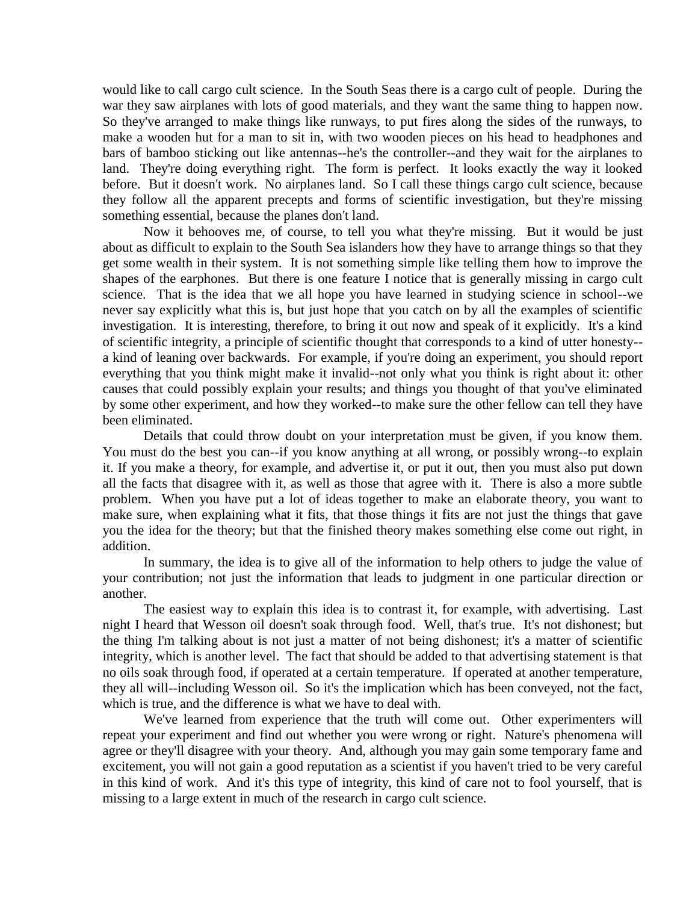would like to call cargo cult science. In the South Seas there is a cargo cult of people. During the war they saw airplanes with lots of good materials, and they want the same thing to happen now. So they've arranged to make things like runways, to put fires along the sides of the runways, to make a wooden hut for a man to sit in, with two wooden pieces on his head to headphones and bars of bamboo sticking out like antennas--he's the controller--and they wait for the airplanes to land. They're doing everything right. The form is perfect. It looks exactly the way it looked before. But it doesn't work. No airplanes land. So I call these things cargo cult science, because they follow all the apparent precepts and forms of scientific investigation, but they're missing something essential, because the planes don't land.

Now it behooves me, of course, to tell you what they're missing. But it would be just about as difficult to explain to the South Sea islanders how they have to arrange things so that they get some wealth in their system. It is not something simple like telling them how to improve the shapes of the earphones. But there is one feature I notice that is generally missing in cargo cult science. That is the idea that we all hope you have learned in studying science in school--we never say explicitly what this is, but just hope that you catch on by all the examples of scientific investigation. It is interesting, therefore, to bring it out now and speak of it explicitly. It's a kind of scientific integrity, a principle of scientific thought that corresponds to a kind of utter honesty--a kind of leaning over backwards. For example, if you're doing an experiment, you should report everything that you think might make it invalid--not only what you think is right about it: other causes that could possibly explain your results; and things you thought of that you've eliminated by some other experiment, and how they worked--to make sure the other fellow can tell they have been eliminated.

Details that could throw doubt on your interpretation must be given, if you know them. You must do the best you can--if you know anything at all wrong, or possibly wrong--to explain it. If you make a theory, for example, and advertise it, or put it out, then you must also put down all the facts that disagree with it, as well as those that agree with it. There is also a more subtle problem. When you have put a lot of ideas together to make an elaborate theory, you want to make sure, when explaining what it fits, that those things it fits are not just the things that gave you the idea for the theory; but that the finished theory makes something else come out right, in addition.

In summary, the idea is to give all of the information to help others to judge the value of your contribution; not just the information that leads to judgment in one particular direction or another.

The easiest way to explain this idea is to contrast it, for example, with advertising. Last night I heard that Wesson oil doesn't soak through food. Well, that's true. It's not dishonest; but the thing I'm talking about is not just a matter of not being dishonest; it's a matter of scientific integrity, which is another level. The fact that should be added to that advertising statement is that no oils soak through food, if operated at a certain temperature. If operated at another temperature, they all will--including Wesson oil. So it's the implication which has been conveyed, not the fact, which is true, and the difference is what we have to deal with.

We've learned from experience that the truth will come out. Other experimenters will repeat your experiment and find out whether you were wrong or right. Nature's phenomena will agree or they'll disagree with your theory. And, although you may gain some temporary fame and excitement, you will not gain a good reputation as a scientist if you haven't tried to be very careful in this kind of work. And it's this type of integrity, this kind of care not to fool yourself, that is missing to a large extent in much of the research in cargo cult science.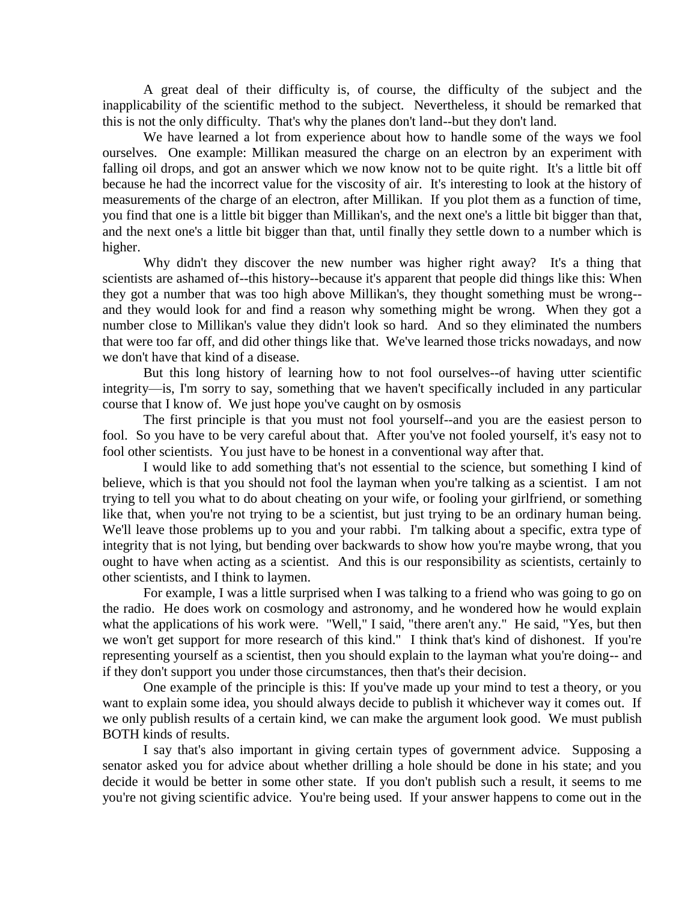A great deal of their difficulty is, of course, the difficulty of the subject and the inapplicability of the scientific method to the subject. Nevertheless, it should be remarked that this is not the only difficulty. That's why the planes don't land--but they don't land.

We have learned a lot from experience about how to handle some of the ways we fool ourselves. One example: Millikan measured the charge on an electron by an experiment with falling oil drops, and got an answer which we now know not to be quite right. It's a little bit off because he had the incorrect value for the viscosity of air. It's interesting to look at the history of measurements of the charge of an electron, after Millikan. If you plot them as a function of time, you find that one is a little bit bigger than Millikan's, and the next one's a little bit bigger than that, and the next one's a little bit bigger than that, until finally they settle down to a number which is higher.

Why didn't they discover the new number was higher right away? It's a thing that scientists are ashamed of--this history--because it's apparent that people did things like this: When they got a number that was too high above Millikan's, they thought something must be wrong--and they would look for and find a reason why something might be wrong. When they got a number close to Millikan's value they didn't look so hard. And so they eliminated the numbers that were too far off, and did other things like that. We've learned those tricks nowadays, and now we don't have that kind of a disease.

But this long history of learning how to not fool ourselves--of having utter scientific integrity—is, I'm sorry to say, something that we haven't specifically included in any particular course that I know of. We just hope you've caught on by osmosis

The first principle is that you must not fool yourself--and you are the easiest person to fool. So you have to be very careful about that. After you've not fooled yourself, it's easy not to fool other scientists. You just have to be honest in a conventional way after that.

I would like to add something that's not essential to the science, but something I kind of believe, which is that you should not fool the layman when you're talking as a scientist. I am not trying to tell you what to do about cheating on your wife, or fooling your girlfriend, or something like that, when you're not trying to be a scientist, but just trying to be an ordinary human being. We'll leave those problems up to you and your rabbi. I'm talking about a specific, extra type of integrity that is not lying, but bending over backwards to show how you're maybe wrong, that you ought to have when acting as a scientist. And this is our responsibility as scientists, certainly to other scientists, and I think to laymen.

For example, I was a little surprised when I was talking to a friend who was going to go on the radio. He does work on cosmology and astronomy, and he wondered how he would explain what the applications of his work were. "Well," I said, "there aren't any." He said, "Yes, but then we won't get support for more research of this kind." I think that's kind of dishonest. If you're representing yourself as a scientist, then you should explain to the layman what you're doing-- and if they don't support you under those circumstances, then that's their decision.

One example of the principle is this: If you've made up your mind to test a theory, or you want to explain some idea, you should always decide to publish it whichever way it comes out. If we only publish results of a certain kind, we can make the argument look good. We must publish BOTH kinds of results.

I say that's also important in giving certain types of government advice. Supposing a senator asked you for advice about whether drilling a hole should be done in his state; and you decide it would be better in some other state. If you don't publish such a result, it seems to me you're not giving scientific advice. You're being used. If your answer happens to come out in the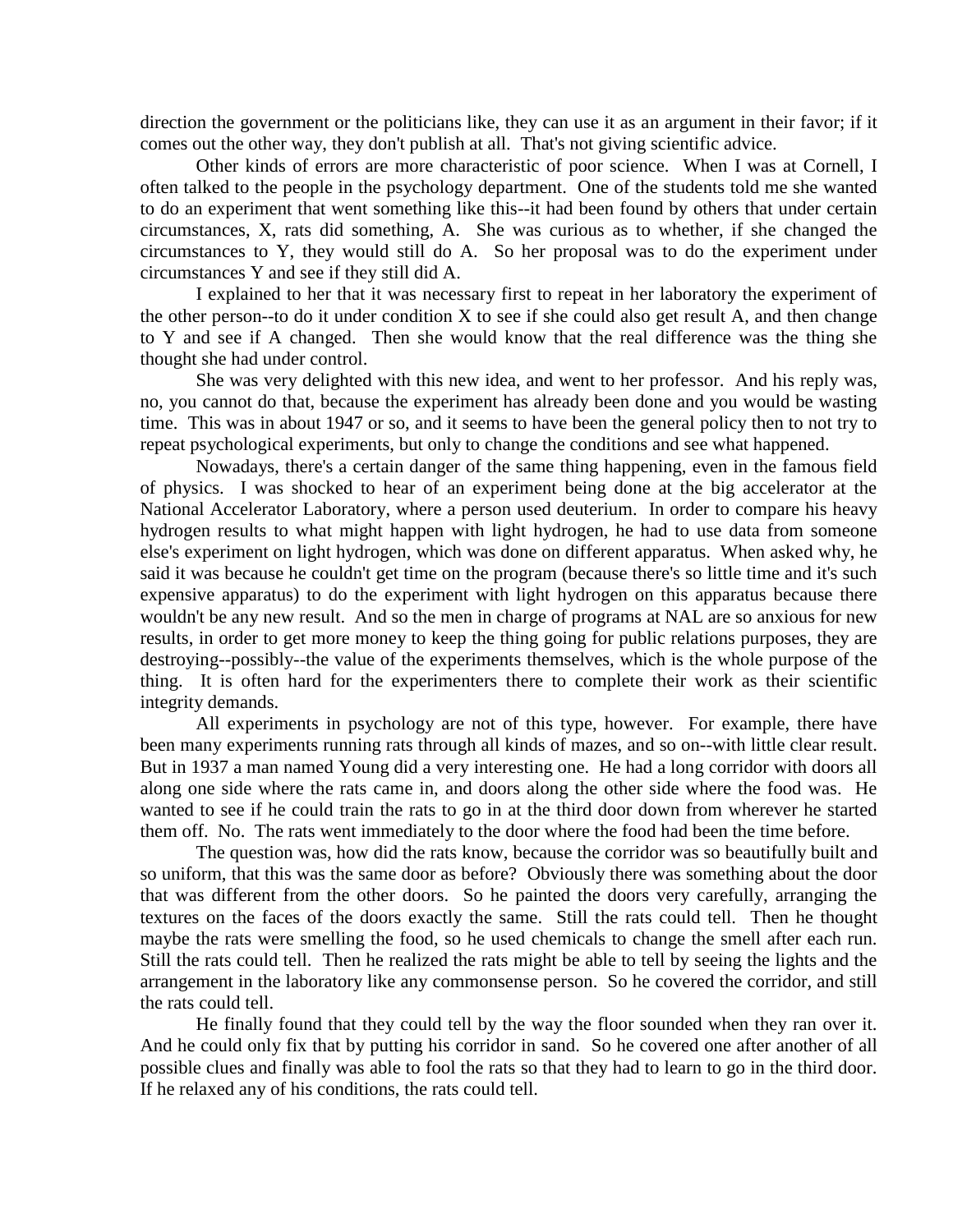direction the government or the politicians like, they can use it as an argument in their favor; if it comes out the other way, they don't publish at all. That's not giving scientific advice.

Other kinds of errors are more characteristic of poor science. When I was at Cornell, I often talked to the people in the psychology department. One of the students told me she wanted to do an experiment that went something like this--it had been found by others that under certain circumstances, X, rats did something, A. She was curious as to whether, if she changed the circumstances to Y, they would still do A. So her proposal was to do the experiment under circumstances Y and see if they still did A.

I explained to her that it was necessary first to repeat in her laboratory the experiment of the other person--to do it under condition X to see if she could also get result A, and then change to Y and see if A changed. Then she would know that the real difference was the thing she thought she had under control.

She was very delighted with this new idea, and went to her professor. And his reply was, no, you cannot do that, because the experiment has already been done and you would be wasting time. This was in about 1947 or so, and it seems to have been the general policy then to not try to repeat psychological experiments, but only to change the conditions and see what happened.

Nowadays, there's a certain danger of the same thing happening, even in the famous field of physics. I was shocked to hear of an experiment being done at the big accelerator at the National Accelerator Laboratory, where a person used deuterium. In order to compare his heavy hydrogen results to what might happen with light hydrogen, he had to use data from someone else's experiment on light hydrogen, which was done on different apparatus. When asked why, he said it was because he couldn't get time on the program (because there's so little time and it's such expensive apparatus) to do the experiment with light hydrogen on this apparatus because there wouldn't be any new result. And so the men in charge of programs at NAL are so anxious for new results, in order to get more money to keep the thing going for public relations purposes, they are destroying--possibly--the value of the experiments themselves, which is the whole purpose of the thing. It is often hard for the experimenters there to complete their work as their scientific integrity demands.

All experiments in psychology are not of this type, however. For example, there have been many experiments running rats through all kinds of mazes, and so on--with little clear result. But in 1937 a man named Young did a very interesting one. He had a long corridor with doors all along one side where the rats came in, and doors along the other side where the food was. He wanted to see if he could train the rats to go in at the third door down from wherever he started them off. No. The rats went immediately to the door where the food had been the time before.

The question was, how did the rats know, because the corridor was so beautifully built and so uniform, that this was the same door as before? Obviously there was something about the door that was different from the other doors. So he painted the doors very carefully, arranging the textures on the faces of the doors exactly the same. Still the rats could tell. Then he thought maybe the rats were smelling the food, so he used chemicals to change the smell after each run. Still the rats could tell. Then he realized the rats might be able to tell by seeing the lights and the arrangement in the laboratory like any commonsense person. So he covered the corridor, and still the rats could tell.

He finally found that they could tell by the way the floor sounded when they ran over it. And he could only fix that by putting his corridor in sand. So he covered one after another of all possible clues and finally was able to fool the rats so that they had to learn to go in the third door. If he relaxed any of his conditions, the rats could tell.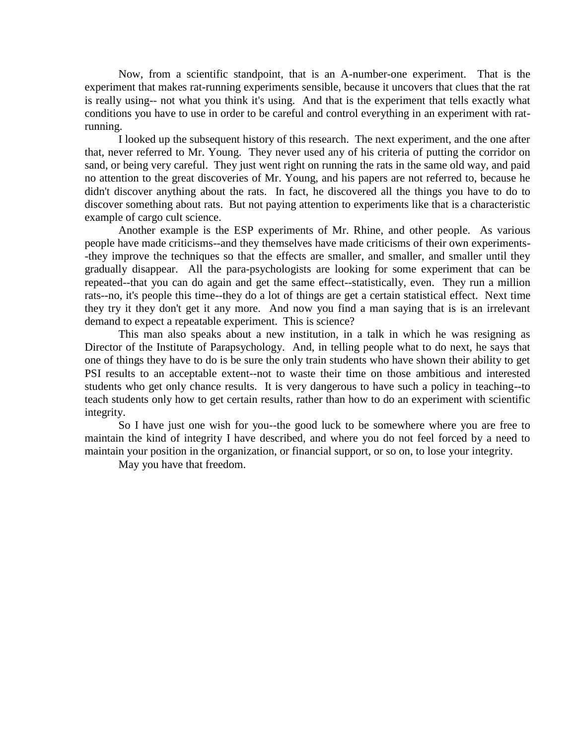Now, from a scientific standpoint, that is an A-number-one experiment. That is the experiment that makes rat-running experiments sensible, because it uncovers that clues that the rat is really using-- not what you think it's using. And that is the experiment that tells exactly what conditions you have to use in order to be careful and control everything in an experiment with rat-running.

I looked up the subsequent history of this research. The next experiment, and the one after that, never referred to Mr. Young. They never used any of his criteria of putting the corridor on sand, or being very careful. They just went right on running the rats in the same old way, and paid no attention to the great discoveries of Mr. Young, and his papers are not referred to, because he didn't discover anything about the rats. In fact, he discovered all the things you have to do to discover something about rats. But not paying attention to experiments like that is a characteristic example of cargo cult science.

Another example is the ESP experiments of Mr. Rhine, and other people. As various people have made criticisms--and they themselves have made criticisms of their own experiments--they improve the techniques so that the effects are smaller, and smaller, and smaller until they gradually disappear. All the para-psychologists are looking for some experiment that can be repeated--that you can do again and get the same effect--statistically, even. They run a million rats--no, it's people this time--they do a lot of things are get a certain statistical effect. Next time they try it they don't get it any more. And now you find a man saying that is is an irrelevant demand to expect a repeatable experiment. This is science?

This man also speaks about a new institution, in a talk in which he was resigning as Director of the Institute of Parapsychology. And, in telling people what to do next, he says that one of things they have to do is be sure the only train students who have shown their ability to get PSI results to an acceptable extent--not to waste their time on those ambitious and interested students who get only chance results. It is very dangerous to have such a policy in teaching--to teach students only how to get certain results, rather than how to do an experiment with scientific integrity.

So I have just one wish for you--the good luck to be somewhere where you are free to maintain the kind of integrity I have described, and where you do not feel forced by a need to maintain your position in the organization, or financial support, or so on, to lose your integrity.

May you have that freedom.